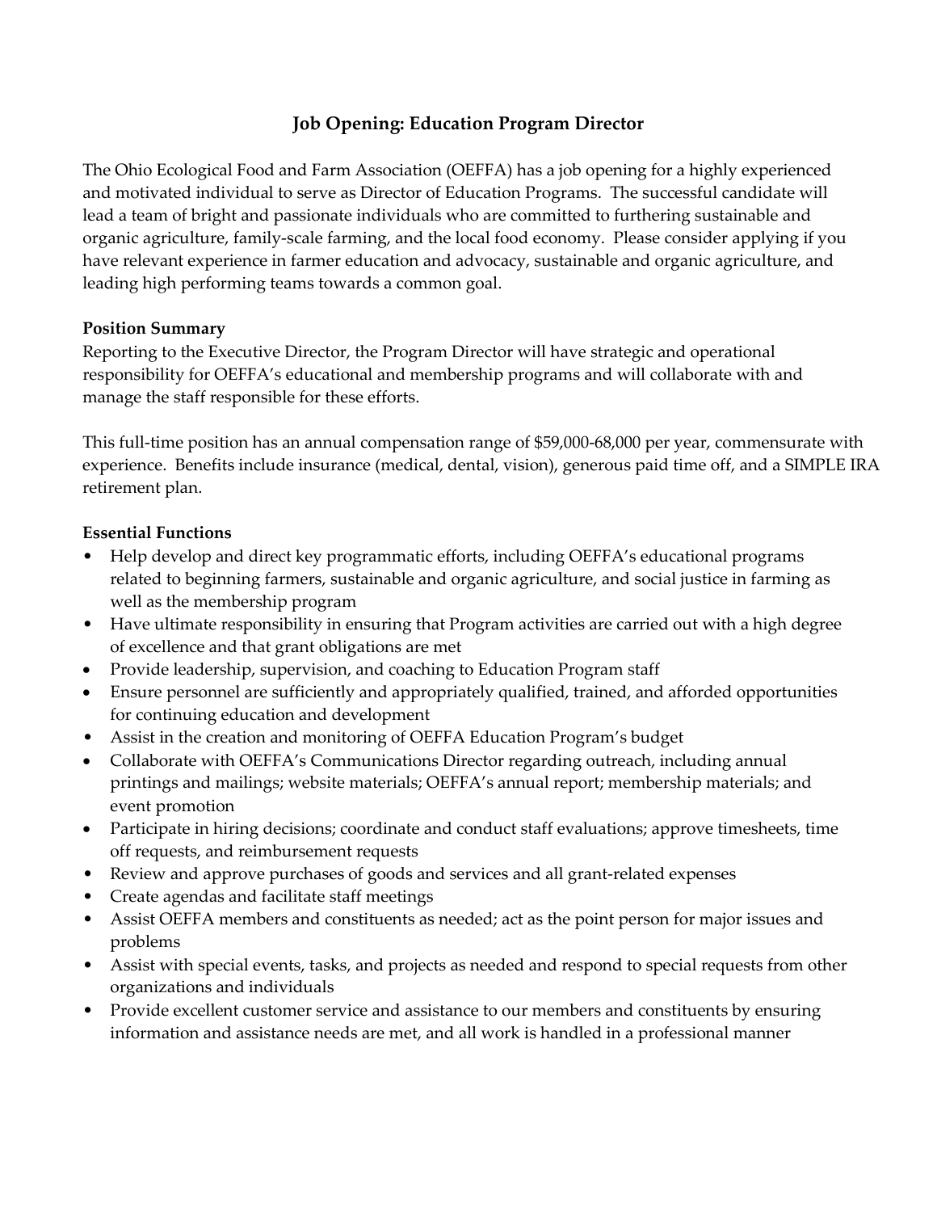# Job Opening: Education Program Director

The Ohio Ecological Food and Farm Association (OEFFA) has a job opening for a highly experienced and motivated individual to serve as Director of Education Programs. The successful candidate will lead a team of bright and passionate individuals who are committed to furthering sustainable and organic agriculture, family-scale farming, and the local food economy. Please consider applying if you have relevant experience in farmer education and advocacy, sustainable and organic agriculture, and leading high performing teams towards a common goal.

**Position Summary**

Reporting to the Executive Director, the Program Director will have strategic and operational responsibility for OEFFA's educational and membership programs and will collaborate with and manage the staff responsible for these efforts.

This full-time position has an annual compensation range of $59,000-68,000 per year, commensurate with experience. Benefits include insurance (medical, dental, vision), generous paid time off, and a SIMPLE IRA retirement plan.

**Essential Functions**

- Help develop and direct key programmatic efforts, including OEFFA's educational programs related to beginning farmers, sustainable and organic agriculture, and social justice in farming as well as the membership program
- Have ultimate responsibility in ensuring that Program activities are carried out with a high degree of excellence and that grant obligations are met
- Provide leadership, supervision, and coaching to Education Program staff
- Ensure personnel are sufficiently and appropriately qualified, trained, and afforded opportunities for continuing education and development
- Assist in the creation and monitoring of OEFFA Education Program's budget
- Collaborate with OEFFA's Communications Director regarding outreach, including annual printings and mailings; website materials; OEFFA's annual report; membership materials; and event promotion
- Participate in hiring decisions; coordinate and conduct staff evaluations; approve timesheets, time off requests, and reimbursement requests
- Review and approve purchases of goods and services and all grant-related expenses
- Create agendas and facilitate staff meetings
- Assist OEFFA members and constituents as needed; act as the point person for major issues and problems
- Assist with special events, tasks, and projects as needed and respond to special requests from other organizations and individuals
- Provide excellent customer service and assistance to our members and constituents by ensuring information and assistance needs are met, and all work is handled in a professional manner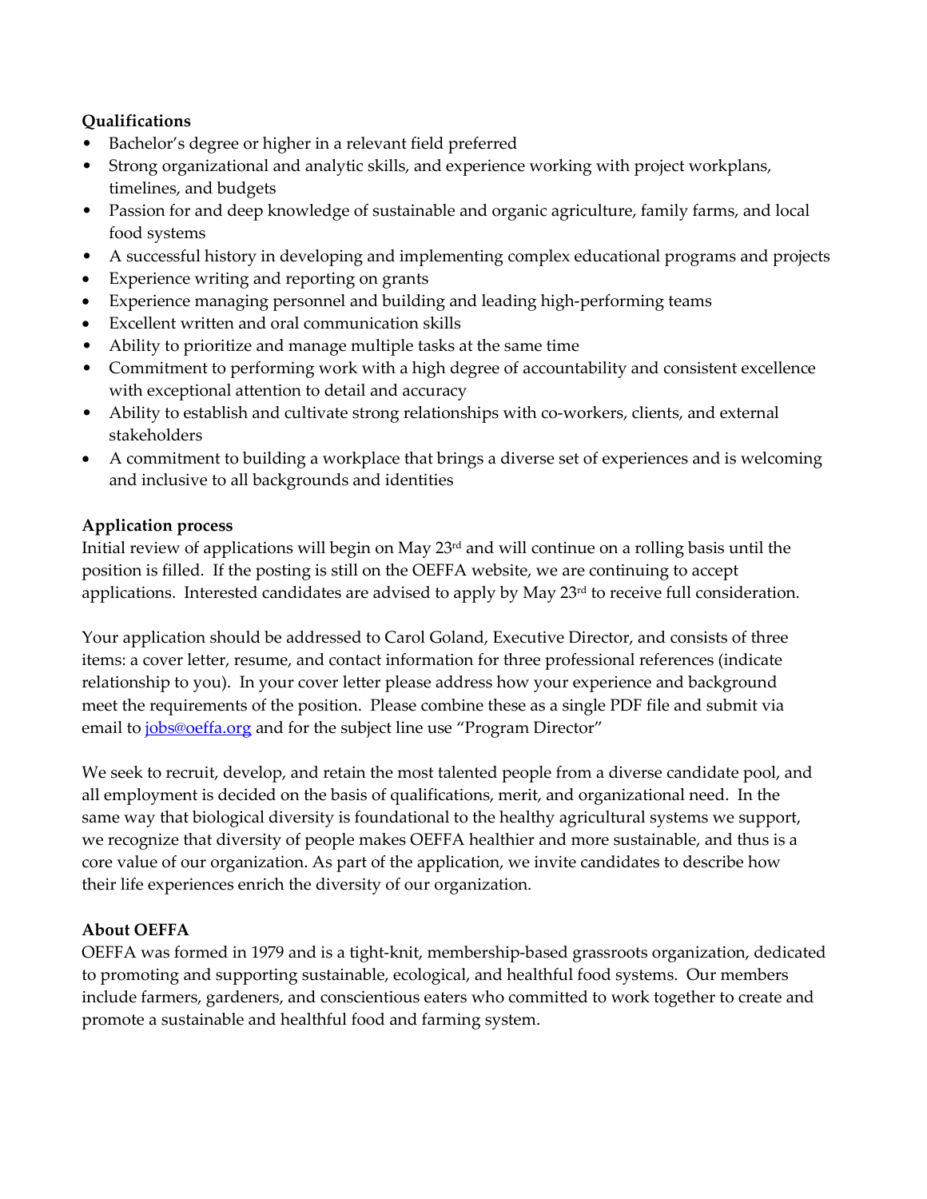**Qualifications**

- Bachelor's degree or higher in a relevant field preferred
- Strong organizational and analytic skills, and experience working with project workplans, timelines, and budgets
- Passion for and deep knowledge of sustainable and organic agriculture, family farms, and local food systems
- A successful history in developing and implementing complex educational programs and projects
- Experience writing and reporting on grants
- Experience managing personnel and building and leading high-performing teams
- Excellent written and oral communication skills
- Ability to prioritize and manage multiple tasks at the same time
- Commitment to performing work with a high degree of accountability and consistent excellence with exceptional attention to detail and accuracy
- Ability to establish and cultivate strong relationships with co-workers, clients, and external stakeholders
- A commitment to building a workplace that brings a diverse set of experiences and is welcoming and inclusive to all backgrounds and identities

**Application process**

Initial review of applications will begin on May 23rd and will continue on a rolling basis until the position is filled. If the posting is still on the OEFFA website, we are continuing to accept applications. Interested candidates are advised to apply by May 23rd to receive full consideration.

Your application should be addressed to Carol Goland, Executive Director, and consists of three items: a cover letter, resume, and contact information for three professional references (indicate relationship to you). In your cover letter please address how your experience and background meet the requirements of the position. Please combine these as a single PDF file and submit via email to jobs@oeffa.org and for the subject line use "Program Director"

We seek to recruit, develop, and retain the most talented people from a diverse candidate pool, and all employment is decided on the basis of qualifications, merit, and organizational need. In the same way that biological diversity is foundational to the healthy agricultural systems we support, we recognize that diversity of people makes OEFFA healthier and more sustainable, and thus is a core value of our organization. As part of the application, we invite candidates to describe how their life experiences enrich the diversity of our organization.

**About OEFFA**

OEFFA was formed in 1979 and is a tight-knit, membership-based grassroots organization, dedicated to promoting and supporting sustainable, ecological, and healthful food systems. Our members include farmers, gardeners, and conscientious eaters who committed to work together to create and promote a sustainable and healthful food and farming system.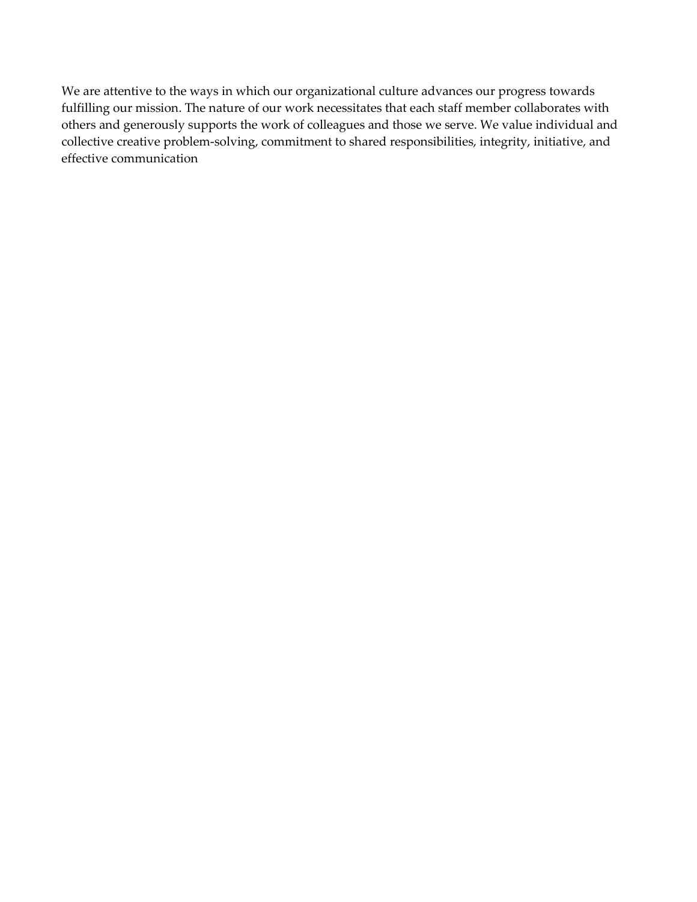We are attentive to the ways in which our organizational culture advances our progress towards fulfilling our mission. The nature of our work necessitates that each staff member collaborates with others and generously supports the work of colleagues and those we serve. We value individual and collective creative problem-solving, commitment to shared responsibilities, integrity, initiative, and effective communication